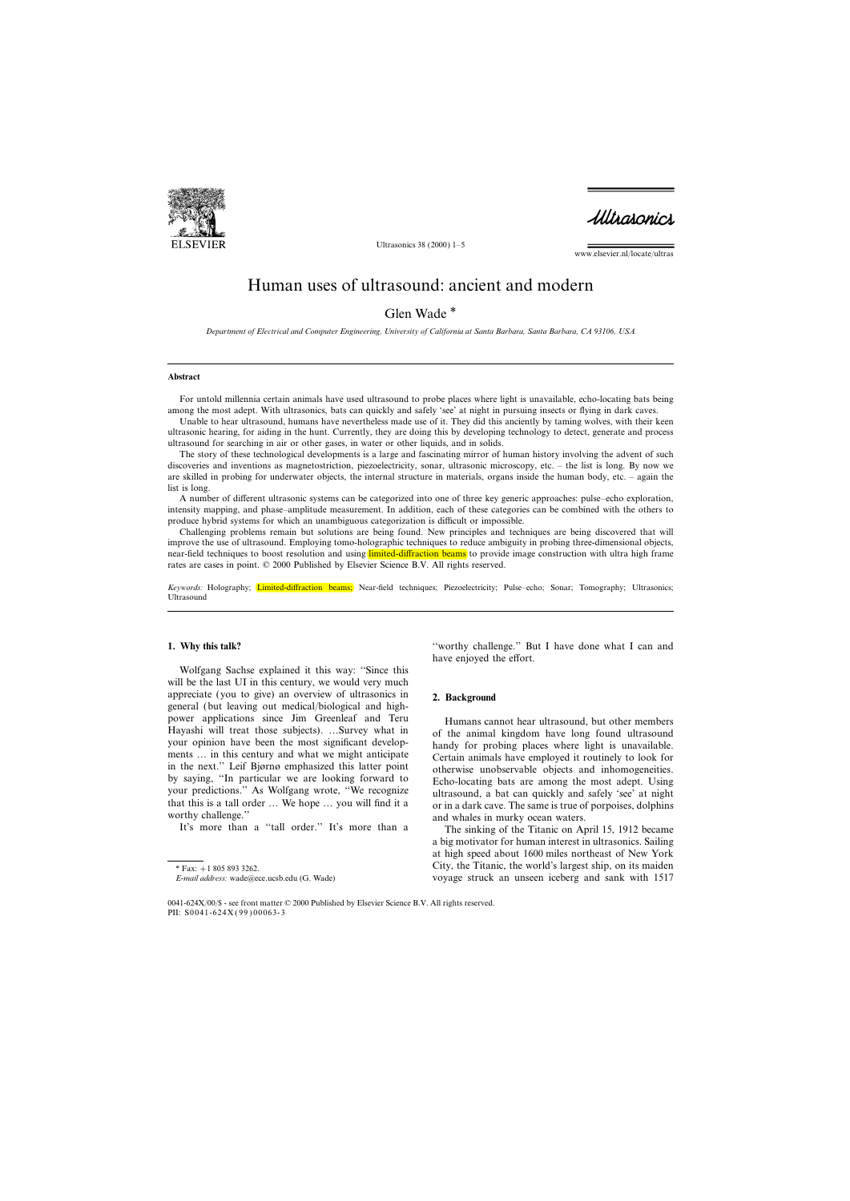# Human uses of ultrasound: ancient and modern

Glen Wade *

*Department of Electrical and Computer Engineering, University of California at Santa Barbara, Santa Barbara, CA 93106, USA*

## Abstract

For untold millennia certain animals have used ultrasound to probe places where light is unavailable, echo-locating bats being among the most adept. With ultrasonics, bats can quickly and safely 'see' at night in pursuing insects or flying in dark caves.

Unable to hear ultrasound, humans have nevertheless made use of it. They did this anciently by taming wolves, with their keen ultrasonic hearing, for aiding in the hunt. Currently, they are doing this by developing technology to detect, generate and process ultrasound for searching in air or other gases, in water or other liquids, and in solids.

The story of these technological developments is a large and fascinating mirror of human history involving the advent of such discoveries and inventions as magnetostriction, piezoelectricity, sonar, ultrasonic microscopy, etc. – the list is long. By now we are skilled in probing for underwater objects, the internal structure in materials, organs inside the human body, etc. – again the list is long.

A number of different ultrasonic systems can be categorized into one of three key generic approaches: pulse–echo exploration, intensity mapping, and phase–amplitude measurement. In addition, each of these categories can be combined with the others to produce hybrid systems for which an unambiguous categorization is difficult or impossible.

Challenging problems remain but solutions are being found. New principles and techniques are being discovered that will improve the use of ultrasound. Employing tomo-holographic techniques to reduce ambiguity in probing three-dimensional objects, near-field techniques to boost resolution and using limited-diffraction beams to provide image construction with ultra high frame rates are cases in point. © 2000 Published by Elsevier Science B.V. All rights reserved.

*Keywords:* Holography; Limited-diffraction beams; Near-field techniques; Piezoelectricity; Pulse–echo; Sonar; Tomography; Ultrasonics; Ultrasound

## 1. Why this talk?

Wolfgang Sachse explained it this way: "Since this will be the last UI in this century, we would very much appreciate (you to give) an overview of ultrasonics in general (but leaving out medical/biological and high-power applications since Jim Greenleaf and Teru Hayashi will treat those subjects). …Survey what in your opinion have been the most significant developments … in this century and what we might anticipate in the next." Leif Bjørnø emphasized this latter point by saying, "In particular we are looking forward to your predictions." As Wolfgang wrote, "We recognize that this is a tall order … We hope … you will find it a worthy challenge."

It's more than a "tall order." It's more than a "worthy challenge." But I have done what I can and have enjoyed the effort.

## 2. Background

Humans cannot hear ultrasound, but other members of the animal kingdom have long found ultrasound handy for probing places where light is unavailable. Certain animals have employed it routinely to look for otherwise unobservable objects and inhomogeneities. Echo-locating bats are among the most adept. Using ultrasound, a bat can quickly and safely 'see' at night or in a dark cave. The same is true of porpoises, dolphins and whales in murky ocean waters.

The sinking of the Titanic on April 15, 1912 became a big motivator for human interest in ultrasonics. Sailing at high speed about 1600 miles northeast of New York City, the Titanic, the world's largest ship, on its maiden voyage struck an unseen iceberg and sank with 1517

* Fax: +1 805 893 3262.
*E-mail address:* wade@ece.ucsb.edu (G. Wade)

0041-624X/00/$ - see front matter © 2000 Published by Elsevier Science B.V. All rights reserved.
PII: S0041-624X(99)00063-3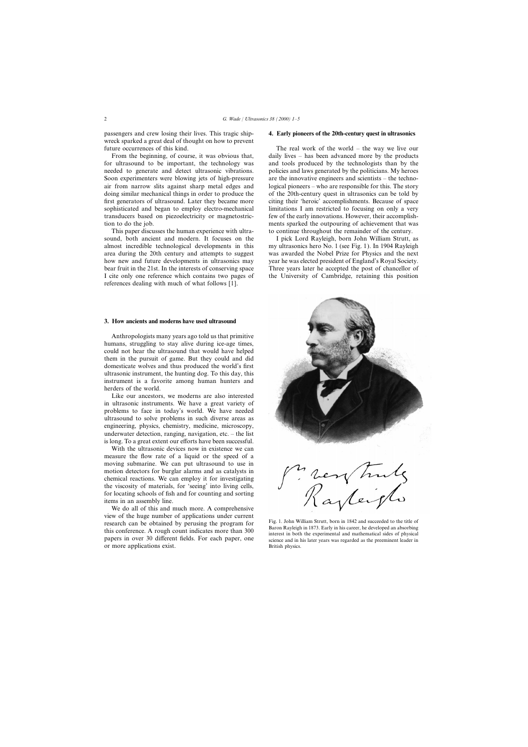passengers and crew losing their lives. This tragic shipwreck sparked a great deal of thought on how to prevent future occurrences of this kind.

From the beginning, of course, it was obvious that, for ultrasound to be important, the technology was needed to generate and detect ultrasonic vibrations. Soon experimenters were blowing jets of high-pressure air from narrow slits against sharp metal edges and doing similar mechanical things in order to produce the first generators of ultrasound. Later they became more sophisticated and began to employ electro-mechanical transducers based on piezoelectricity or magnetostriction to do the job.

This paper discusses the human experience with ultrasound, both ancient and modern. It focuses on the almost incredible technological developments in this area during the 20th century and attempts to suggest how new and future developments in ultrasonics may bear fruit in the 21st. In the interests of conserving space I cite only one reference which contains two pages of references dealing with much of what follows [1].

## 3. How ancients and moderns have used ultrasound

Anthropologists many years ago told us that primitive humans, struggling to stay alive during ice-age times, could not hear the ultrasound that would have helped them in the pursuit of game. But they could and did domesticate wolves and thus produced the world's first ultrasonic instrument, the hunting dog. To this day, this instrument is a favorite among human hunters and herders of the world.

Like our ancestors, we moderns are also interested in ultrasonic instruments. We have a great variety of problems to face in today's world. We have needed ultrasound to solve problems in such diverse areas as engineering, physics, chemistry, medicine, microscopy, underwater detection, ranging, navigation, etc. – the list is long. To a great extent our efforts have been successful.

With the ultrasonic devices now in existence we can measure the flow rate of a liquid or the speed of a moving submarine. We can put ultrasound to use in motion detectors for burglar alarms and as catalysts in chemical reactions. We can employ it for investigating the viscosity of materials, for 'seeing' into living cells, for locating schools of fish and for counting and sorting items in an assembly line.

We do all of this and much more. A comprehensive view of the huge number of applications under current research can be obtained by perusing the program for this conference. A rough count indicates more than 300 papers in over 30 different fields. For each paper, one or more applications exist.

## 4. Early pioneers of the 20th-century quest in ultrasonics

The real work of the world – the way we live our daily lives – has been advanced more by the products and tools produced by the technologists than by the policies and laws generated by the politicians. My heroes are the innovative engineers and scientists – the technological pioneers – who are responsible for this. The story of the 20th-century quest in ultrasonics can be told by citing their 'heroic' accomplishments. Because of space limitations I am restricted to focusing on only a very few of the early innovations. However, their accomplishments sparked the outpouring of achievement that was to continue throughout the remainder of the century.

I pick Lord Rayleigh, born John William Strutt, as my ultrasonics hero No. 1 (see Fig. 1). In 1904 Rayleigh was awarded the Nobel Prize for Physics and the next year he was elected president of England's Royal Society. Three years later he accepted the post of chancellor of the University of Cambridge, retaining this position

Fig. 1. John William Strutt, born in 1842 and succeeded to the title of Baron Rayleigh in 1873. Early in his career, he developed an absorbing interest in both the experimental and mathematical sides of physical science and in his later years was regarded as the preeminent leader in British physics.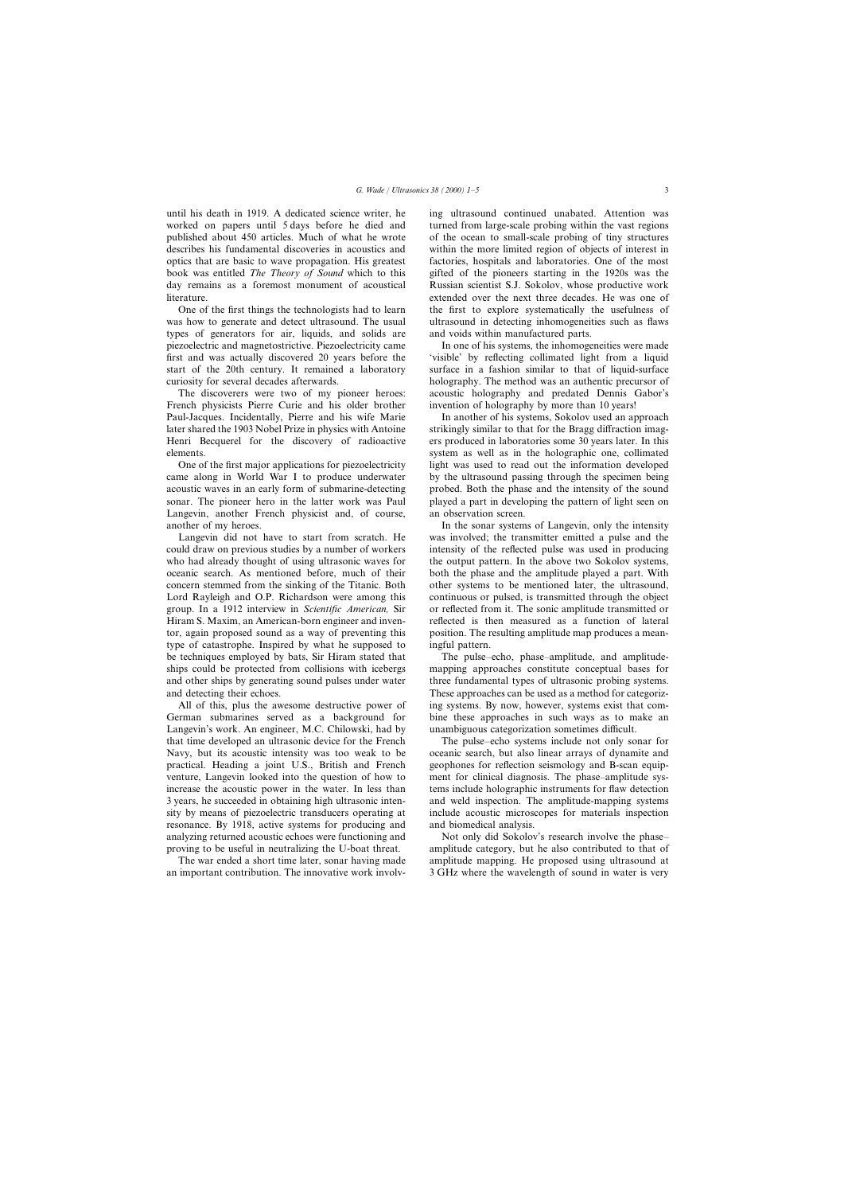until his death in 1919. A dedicated science writer, he worked on papers until 5 days before he died and published about 450 articles. Much of what he wrote describes his fundamental discoveries in acoustics and optics that are basic to wave propagation. His greatest book was entitled *The Theory of Sound* which to this day remains as a foremost monument of acoustical literature.

One of the first things the technologists had to learn was how to generate and detect ultrasound. The usual types of generators for air, liquids, and solids are piezoelectric and magnetostrictive. Piezoelectricity came first and was actually discovered 20 years before the start of the 20th century. It remained a laboratory curiosity for several decades afterwards.

The discoverers were two of my pioneer heroes: French physicists Pierre Curie and his older brother Paul-Jacques. Incidentally, Pierre and his wife Marie later shared the 1903 Nobel Prize in physics with Antoine Henri Becquerel for the discovery of radioactive elements.

One of the first major applications for piezoelectricity came along in World War I to produce underwater acoustic waves in an early form of submarine-detecting sonar. The pioneer hero in the latter work was Paul Langevin, another French physicist and, of course, another of my heroes.

Langevin did not have to start from scratch. He could draw on previous studies by a number of workers who had already thought of using ultrasonic waves for oceanic search. As mentioned before, much of their concern stemmed from the sinking of the Titanic. Both Lord Rayleigh and O.P. Richardson were among this group. In a 1912 interview in *Scientific American,* Sir Hiram S. Maxim, an American-born engineer and inventor, again proposed sound as a way of preventing this type of catastrophe. Inspired by what he supposed to be techniques employed by bats, Sir Hiram stated that ships could be protected from collisions with icebergs and other ships by generating sound pulses under water and detecting their echoes.

All of this, plus the awesome destructive power of German submarines served as a background for Langevin's work. An engineer, M.C. Chilowski, had by that time developed an ultrasonic device for the French Navy, but its acoustic intensity was too weak to be practical. Heading a joint U.S., British and French venture, Langevin looked into the question of how to increase the acoustic power in the water. In less than 3 years, he succeeded in obtaining high ultrasonic intensity by means of piezoelectric transducers operating at resonance. By 1918, active systems for producing and analyzing returned acoustic echoes were functioning and proving to be useful in neutralizing the U-boat threat.

The war ended a short time later, sonar having made an important contribution. The innovative work involving ultrasound continued unabated. Attention was turned from large-scale probing within the vast regions of the ocean to small-scale probing of tiny structures within the more limited region of objects of interest in factories, hospitals and laboratories. One of the most gifted of the pioneers starting in the 1920s was the Russian scientist S.J. Sokolov, whose productive work extended over the next three decades. He was one of the first to explore systematically the usefulness of ultrasound in detecting inhomogeneities such as flaws and voids within manufactured parts.

In one of his systems, the inhomogeneities were made 'visible' by reflecting collimated light from a liquid surface in a fashion similar to that of liquid-surface holography. The method was an authentic precursor of acoustic holography and predated Dennis Gabor's invention of holography by more than 10 years!

In another of his systems, Sokolov used an approach strikingly similar to that for the Bragg diffraction imagers produced in laboratories some 30 years later. In this system as well as in the holographic one, collimated light was used to read out the information developed by the ultrasound passing through the specimen being probed. Both the phase and the intensity of the sound played a part in developing the pattern of light seen on an observation screen.

In the sonar systems of Langevin, only the intensity was involved; the transmitter emitted a pulse and the intensity of the reflected pulse was used in producing the output pattern. In the above two Sokolov systems, both the phase and the amplitude played a part. With other systems to be mentioned later, the ultrasound, continuous or pulsed, is transmitted through the object or reflected from it. The sonic amplitude transmitted or reflected is then measured as a function of lateral position. The resulting amplitude map produces a meaningful pattern.

The pulse–echo, phase–amplitude, and amplitude-mapping approaches constitute conceptual bases for three fundamental types of ultrasonic probing systems. These approaches can be used as a method for categorizing systems. By now, however, systems exist that combine these approaches in such ways as to make an unambiguous categorization sometimes difficult.

The pulse–echo systems include not only sonar for oceanic search, but also linear arrays of dynamite and geophones for reflection seismology and B-scan equipment for clinical diagnosis. The phase–amplitude systems include holographic instruments for flaw detection and weld inspection. The amplitude-mapping systems include acoustic microscopes for materials inspection and biomedical analysis.

Not only did Sokolov's research involve the phase–amplitude category, but he also contributed to that of amplitude mapping. He proposed using ultrasound at 3 GHz where the wavelength of sound in water is very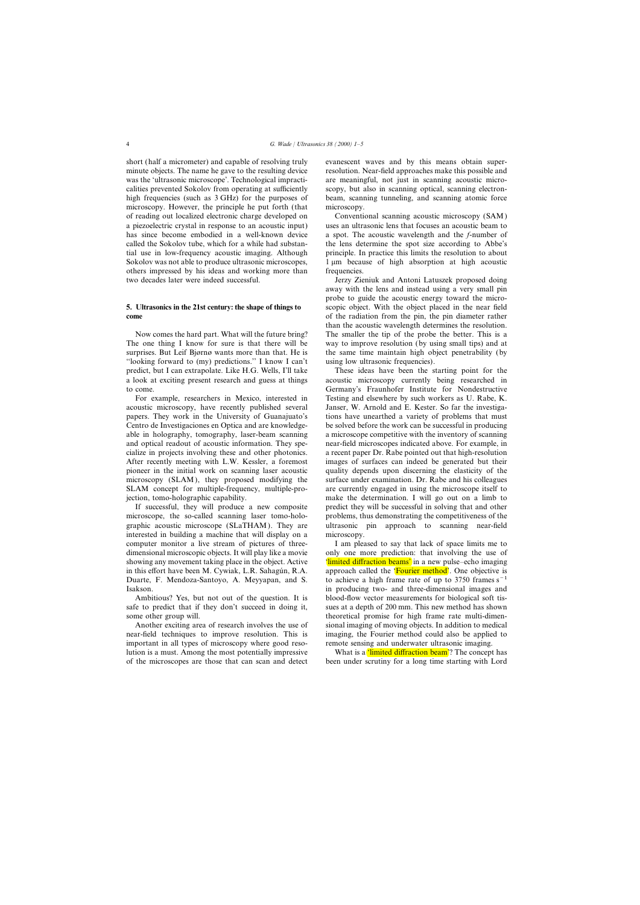short (half a micrometer) and capable of resolving truly minute objects. The name he gave to the resulting device was the 'ultrasonic microscope'. Technological impracticalities prevented Sokolov from operating at sufficiently high frequencies (such as 3 GHz) for the purposes of microscopy. However, the principle he put forth (that of reading out localized electronic charge developed on a piezoelectric crystal in response to an acoustic input) has since become embodied in a well-known device called the Sokolov tube, which for a while had substantial use in low-frequency acoustic imaging. Although Sokolov was not able to produce ultrasonic microscopes, others impressed by his ideas and working more than two decades later were indeed successful.

## 5. Ultrasonics in the 21st century: the shape of things to come

Now comes the hard part. What will the future bring? The one thing I know for sure is that there will be surprises. But Leif Bjørnø wants more than that. He is "looking forward to (my) predictions." I know I can't predict, but I can extrapolate. Like H.G. Wells, I'll take a look at exciting present research and guess at things to come.

For example, researchers in Mexico, interested in acoustic microscopy, have recently published several papers. They work in the University of Guanajuato's Centro de Investigaciones en Optica and are knowledgeable in holography, tomography, laser-beam scanning and optical readout of acoustic information. They specialize in projects involving these and other photonics. After recently meeting with L.W. Kessler, a foremost pioneer in the initial work on scanning laser acoustic microscopy (SLAM), they proposed modifying the SLAM concept for multiple-frequency, multiple-projection, tomo-holographic capability.

If successful, they will produce a new composite microscope, the so-called scanning laser tomo-holographic acoustic microscope (SLaTHAM). They are interested in building a machine that will display on a computer monitor a live stream of pictures of three-dimensional microscopic objects. It will play like a movie showing any movement taking place in the object. Active in this effort have been M. Cywiak, L.R. Sahagún, R.A. Duarte, F. Mendoza-Santoyo, A. Meyyapan, and S. Isakson.

Ambitious? Yes, but not out of the question. It is safe to predict that if they don't succeed in doing it, some other group will.

Another exciting area of research involves the use of near-field techniques to improve resolution. This is important in all types of microscopy where good resolution is a must. Among the most potentially impressive of the microscopes are those that can scan and detect evanescent waves and by this means obtain super-resolution. Near-field approaches make this possible and are meaningful, not just in scanning acoustic microscopy, but also in scanning optical, scanning electron-beam, scanning tunneling, and scanning atomic force microscopy.

Conventional scanning acoustic microscopy (SAM) uses an ultrasonic lens that focuses an acoustic beam to a spot. The acoustic wavelength and the *f*-number of the lens determine the spot size according to Abbe's principle. In practice this limits the resolution to about 1 μm because of high absorption at high acoustic frequencies.

Jerzy Zieniuk and Antoni Latuszek proposed doing away with the lens and instead using a very small pin probe to guide the acoustic energy toward the microscopic object. With the object placed in the near field of the radiation from the pin, the pin diameter rather than the acoustic wavelength determines the resolution. The smaller the tip of the probe the better. This is a way to improve resolution (by using small tips) and at the same time maintain high object penetrability (by using low ultrasonic frequencies).

These ideas have been the starting point for the acoustic microscopy currently being researched in Germany's Fraunhofer Institute for Nondestructive Testing and elsewhere by such workers as U. Rabe, K. Janser, W. Arnold and E. Kester. So far the investigations have unearthed a variety of problems that must be solved before the work can be successful in producing a microscope competitive with the inventory of scanning near-field microscopes indicated above. For example, in a recent paper Dr. Rabe pointed out that high-resolution images of surfaces can indeed be generated but their quality depends upon discerning the elasticity of the surface under examination. Dr. Rabe and his colleagues are currently engaged in using the microscope itself to make the determination. I will go out on a limb to predict they will be successful in solving that and other problems, thus demonstrating the competitiveness of the ultrasonic pin approach to scanning near-field microscopy.

I am pleased to say that lack of space limits me to only one more prediction: that involving the use of 'limited diffraction beams' in a new pulse–echo imaging approach called the 'Fourier method'. One objective is to achieve a high frame rate of up to 3750 frames $s^{-1}$ in producing two- and three-dimensional images and blood-flow vector measurements for biological soft tissues at a depth of 200 mm. This new method has shown theoretical promise for high frame rate multi-dimensional imaging of moving objects. In addition to medical imaging, the Fourier method could also be applied to remote sensing and underwater ultrasonic imaging.

What is a 'limited diffraction beam'? The concept has been under scrutiny for a long time starting with Lord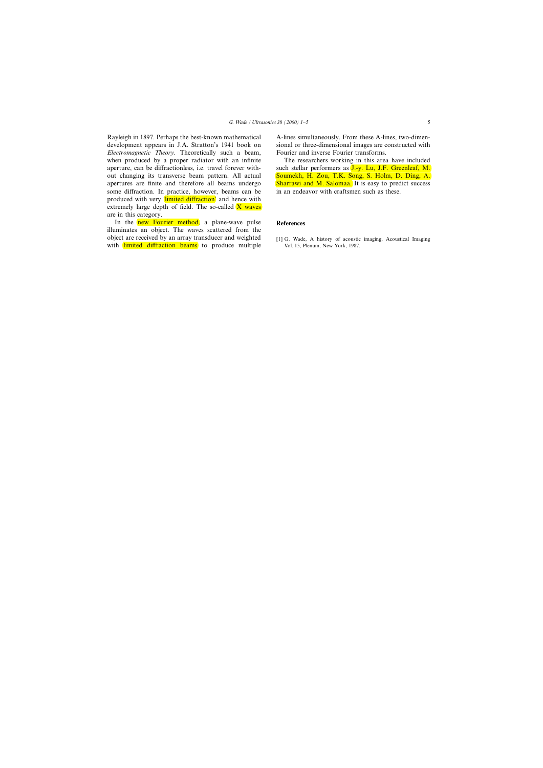Rayleigh in 1897. Perhaps the best-known mathematical development appears in J.A. Stratton's 1941 book on *Electromagnetic Theory*. Theoretically such a beam, when produced by a proper radiator with an infinite aperture, can be diffractionless, i.e. travel forever without changing its transverse beam pattern. All actual apertures are finite and therefore all beams undergo some diffraction. In practice, however, beams can be produced with very 'limited diffraction' and hence with extremely large depth of field. The so-called X waves are in this category.

In the new Fourier method, a plane-wave pulse illuminates an object. The waves scattered from the object are received by an array transducer and weighted with limited diffraction beams to produce multiple A-lines simultaneously. From these A-lines, two-dimensional or three-dimensional images are constructed with Fourier and inverse Fourier transforms.

The researchers working in this area have included such stellar performers as J.-y. Lu, J.F. Greenleaf, M. Soumekh, H. Zou, T.K. Song, S. Holm, D. Ding, A. Sharrawi and M. Salomaa. It is easy to predict success in an endeavor with craftsmen such as these.

## References

[1] G. Wade, A history of acoustic imaging, Acoustical Imaging Vol. 15, Plenum, New York, 1987.